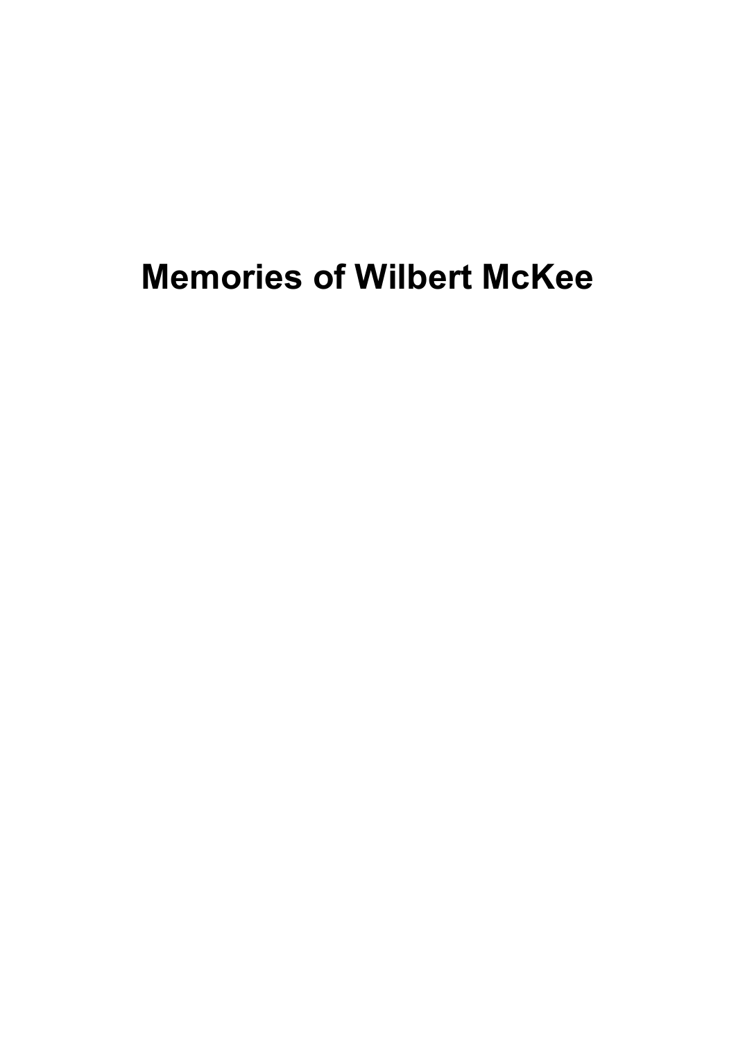# Memories of Wilbert McKee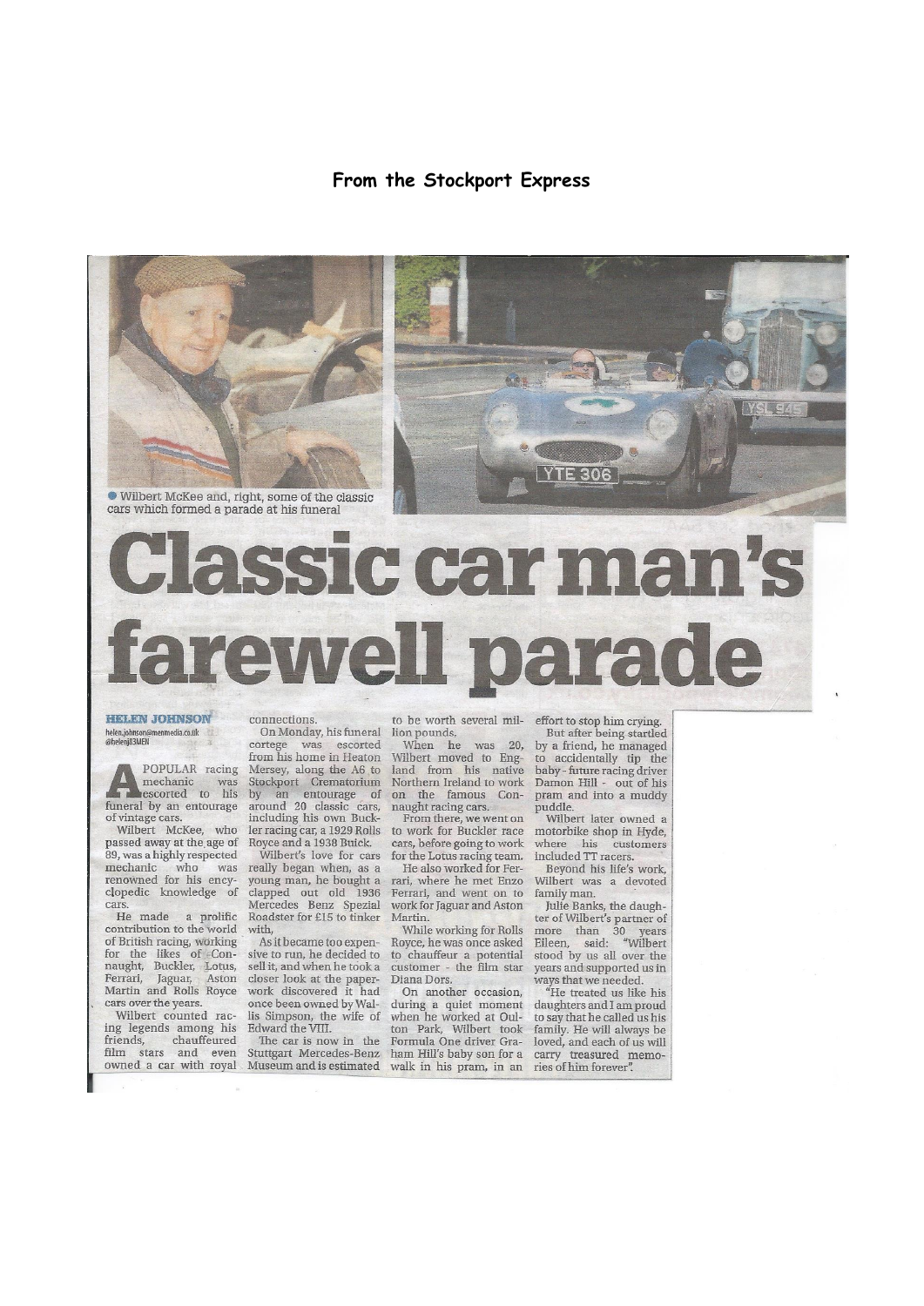**From the Stockport Express**

● Wilbert McKee and, right, some of the classic cars which formed a parade at his funeral

# Classic car man's farewell parade

**HELEN JOHNSON**
helen.johnson@menmedia.co.uk
@helenj83MEN

A POPULAR racing mechanic was escorted to his funeral by an entourage of vintage cars.

Wilbert McKee, who passed away at the age of 89, was a highly respected mechanic who was renowned for his encyclopedic knowledge of cars.

He made a prolific contribution to the world of British racing, working for the likes of Connaught, Buckler, Lotus, Ferrari, Jaguar, Aston Martin and Rolls Royce cars over the years.

Wilbert counted racing legends among his friends, chauffeured film stars and even owned a car with royal connections.

On Monday, his funeral cortege was escorted from his home in Heaton Mersey, along the A6 to Stockport Crematorium by an entourage of around 20 classic cars, including his own Buckler racing car, a 1929 Rolls Royce and a 1938 Buick.

Wilbert's love for cars really began when, as a young man, he bought a clapped out old 1936 Mercedes Benz Spezial Roadster for £15 to tinker with.

As it became too expensive to run, he decided to sell it, and when he took a closer look at the paperwork discovered it had once been owned by Wallis Simpson, the wife of Edward the VIII.

The car is now in the Stuttgart Mercedes-Benz Museum and is estimated to be worth several million pounds.

When he was 20, Wilbert moved to England from his native Northern Ireland to work on the famous Connaught racing cars.

From there, we went on to work for Buckler race cars, before going to work for the Lotus racing team.

He also worked for Ferrari, where he met Enzo Ferrari, and went on to work for Jaguar and Aston Martin.

While working for Rolls Royce, he was once asked to chauffeur a potential customer - the film star Diana Dors.

On another occasion, during a quiet moment when he worked at Oulton Park, Wilbert took Formula One driver Graham Hill's baby son for a walk in his pram, in an effort to stop him crying.

But after being startled by a friend, he managed to accidentally tip the baby - future racing driver Damon Hill - out of his pram and into a muddy puddle.

Wilbert later owned a motorbike shop in Hyde, where his customers included TT racers.

Beyond his life's work, Wilbert was a devoted family man.

Julie Banks, the daughter of Wilbert's partner of more than 30 years Eileen, said: "Wilbert stood by us all over the years and supported us in ways that we needed.

"He treated us like his daughters and I am proud to say that he called us his family. He will always be loved, and each of us will carry treasured memories of him forever".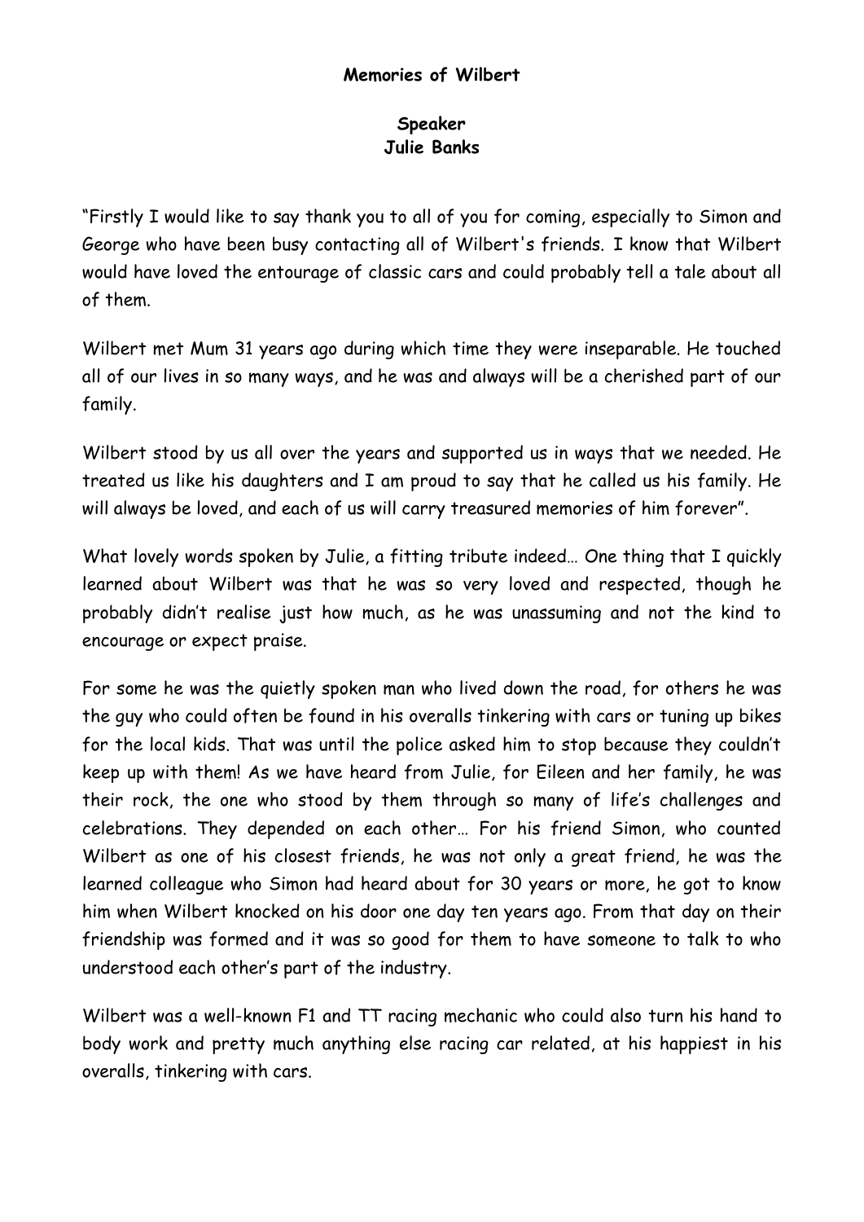**Memories of Wilbert**

**Speaker**
**Julie Banks**

"Firstly I would like to say thank you to all of you for coming, especially to Simon and George who have been busy contacting all of Wilbert's friends. I know that Wilbert would have loved the entourage of classic cars and could probably tell a tale about all of them.

Wilbert met Mum 31 years ago during which time they were inseparable. He touched all of our lives in so many ways, and he was and always will be a cherished part of our family.

Wilbert stood by us all over the years and supported us in ways that we needed. He treated us like his daughters and I am proud to say that he called us his family. He will always be loved, and each of us will carry treasured memories of him forever".

What lovely words spoken by Julie, a fitting tribute indeed… One thing that I quickly learned about Wilbert was that he was so very loved and respected, though he probably didn't realise just how much, as he was unassuming and not the kind to encourage or expect praise.

For some he was the quietly spoken man who lived down the road, for others he was the guy who could often be found in his overalls tinkering with cars or tuning up bikes for the local kids. That was until the police asked him to stop because they couldn't keep up with them! As we have heard from Julie, for Eileen and her family, he was their rock, the one who stood by them through so many of life's challenges and celebrations. They depended on each other… For his friend Simon, who counted Wilbert as one of his closest friends, he was not only a great friend, he was the learned colleague who Simon had heard about for 30 years or more, he got to know him when Wilbert knocked on his door one day ten years ago. From that day on their friendship was formed and it was so good for them to have someone to talk to who understood each other's part of the industry.

Wilbert was a well-known F1 and TT racing mechanic who could also turn his hand to body work and pretty much anything else racing car related, at his happiest in his overalls, tinkering with cars.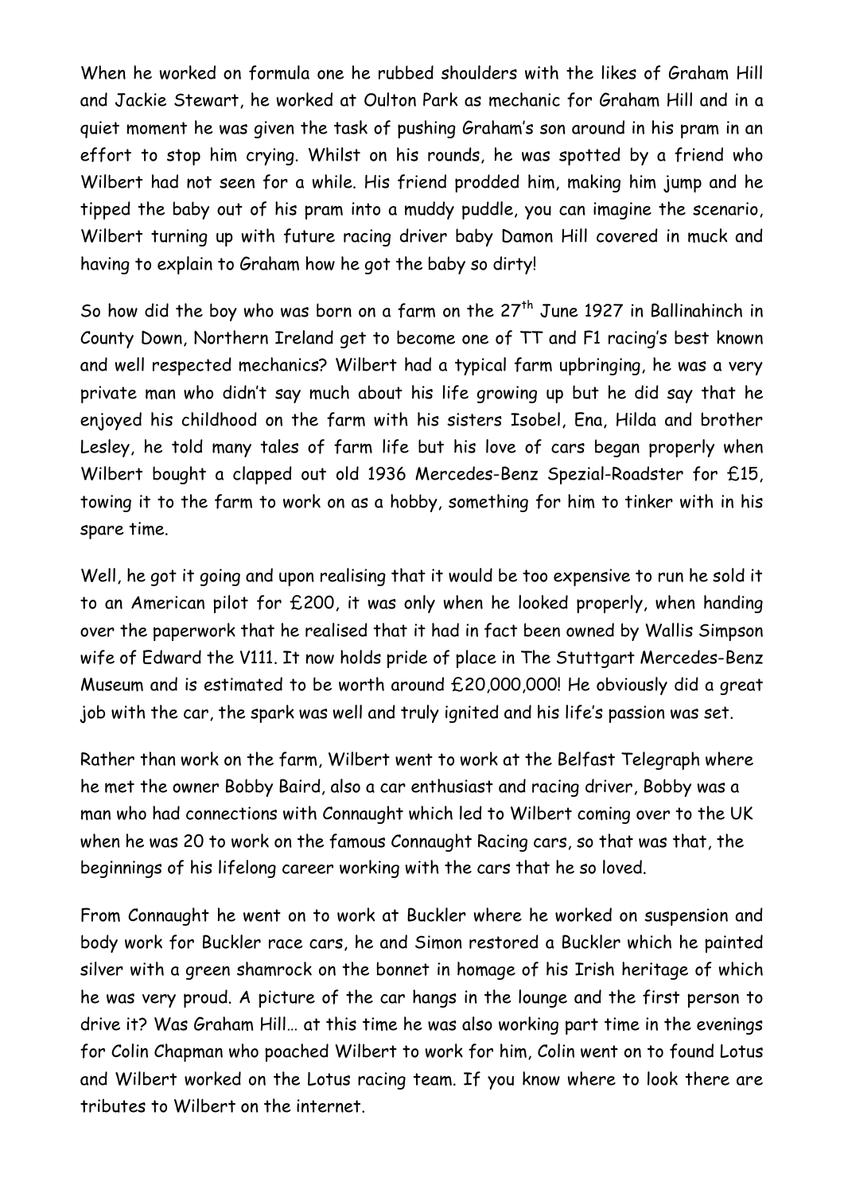When he worked on formula one he rubbed shoulders with the likes of Graham Hill and Jackie Stewart, he worked at Oulton Park as mechanic for Graham Hill and in a quiet moment he was given the task of pushing Graham's son around in his pram in an effort to stop him crying. Whilst on his rounds, he was spotted by a friend who Wilbert had not seen for a while. His friend prodded him, making him jump and he tipped the baby out of his pram into a muddy puddle, you can imagine the scenario, Wilbert turning up with future racing driver baby Damon Hill covered in muck and having to explain to Graham how he got the baby so dirty!

So how did the boy who was born on a farm on the 27th June 1927 in Ballinahinch in County Down, Northern Ireland get to become one of TT and F1 racing's best known and well respected mechanics? Wilbert had a typical farm upbringing, he was a very private man who didn't say much about his life growing up but he did say that he enjoyed his childhood on the farm with his sisters Isobel, Ena, Hilda and brother Lesley, he told many tales of farm life but his love of cars began properly when Wilbert bought a clapped out old 1936 Mercedes-Benz Spezial-Roadster for £15, towing it to the farm to work on as a hobby, something for him to tinker with in his spare time.

Well, he got it going and upon realising that it would be too expensive to run he sold it to an American pilot for £200, it was only when he looked properly, when handing over the paperwork that he realised that it had in fact been owned by Wallis Simpson wife of Edward the V111. It now holds pride of place in The Stuttgart Mercedes-Benz Museum and is estimated to be worth around £20,000,000! He obviously did a great job with the car, the spark was well and truly ignited and his life's passion was set.

Rather than work on the farm, Wilbert went to work at the Belfast Telegraph where he met the owner Bobby Baird, also a car enthusiast and racing driver, Bobby was a man who had connections with Connaught which led to Wilbert coming over to the UK when he was 20 to work on the famous Connaught Racing cars, so that was that, the beginnings of his lifelong career working with the cars that he so loved.

From Connaught he went on to work at Buckler where he worked on suspension and body work for Buckler race cars, he and Simon restored a Buckler which he painted silver with a green shamrock on the bonnet in homage of his Irish heritage of which he was very proud. A picture of the car hangs in the lounge and the first person to drive it? Was Graham Hill… at this time he was also working part time in the evenings for Colin Chapman who poached Wilbert to work for him, Colin went on to found Lotus and Wilbert worked on the Lotus racing team. If you know where to look there are tributes to Wilbert on the internet.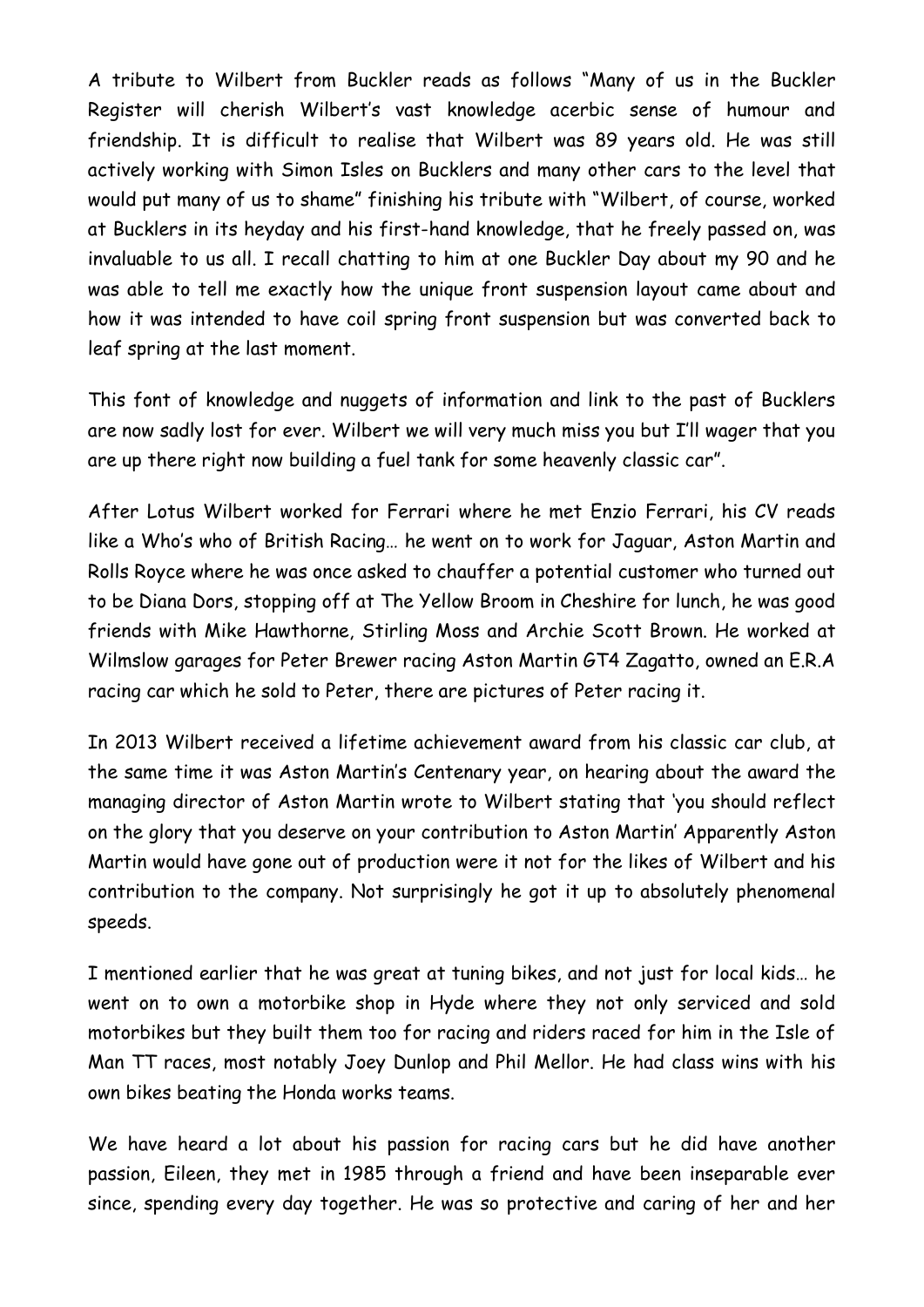A tribute to Wilbert from Buckler reads as follows "Many of us in the Buckler Register will cherish Wilbert's vast knowledge acerbic sense of humour and friendship. It is difficult to realise that Wilbert was 89 years old. He was still actively working with Simon Isles on Bucklers and many other cars to the level that would put many of us to shame" finishing his tribute with "Wilbert, of course, worked at Bucklers in its heyday and his first-hand knowledge, that he freely passed on, was invaluable to us all. I recall chatting to him at one Buckler Day about my 90 and he was able to tell me exactly how the unique front suspension layout came about and how it was intended to have coil spring front suspension but was converted back to leaf spring at the last moment.

This font of knowledge and nuggets of information and link to the past of Bucklers are now sadly lost for ever. Wilbert we will very much miss you but I'll wager that you are up there right now building a fuel tank for some heavenly classic car".

After Lotus Wilbert worked for Ferrari where he met Enzio Ferrari, his CV reads like a Who's who of British Racing… he went on to work for Jaguar, Aston Martin and Rolls Royce where he was once asked to chauffer a potential customer who turned out to be Diana Dors, stopping off at The Yellow Broom in Cheshire for lunch, he was good friends with Mike Hawthorne, Stirling Moss and Archie Scott Brown. He worked at Wilmslow garages for Peter Brewer racing Aston Martin GT4 Zagatto, owned an E.R.A racing car which he sold to Peter, there are pictures of Peter racing it.

In 2013 Wilbert received a lifetime achievement award from his classic car club, at the same time it was Aston Martin's Centenary year, on hearing about the award the managing director of Aston Martin wrote to Wilbert stating that 'you should reflect on the glory that you deserve on your contribution to Aston Martin' Apparently Aston Martin would have gone out of production were it not for the likes of Wilbert and his contribution to the company. Not surprisingly he got it up to absolutely phenomenal speeds.

I mentioned earlier that he was great at tuning bikes, and not just for local kids… he went on to own a motorbike shop in Hyde where they not only serviced and sold motorbikes but they built them too for racing and riders raced for him in the Isle of Man TT races, most notably Joey Dunlop and Phil Mellor. He had class wins with his own bikes beating the Honda works teams.

We have heard a lot about his passion for racing cars but he did have another passion, Eileen, they met in 1985 through a friend and have been inseparable ever since, spending every day together. He was so protective and caring of her and her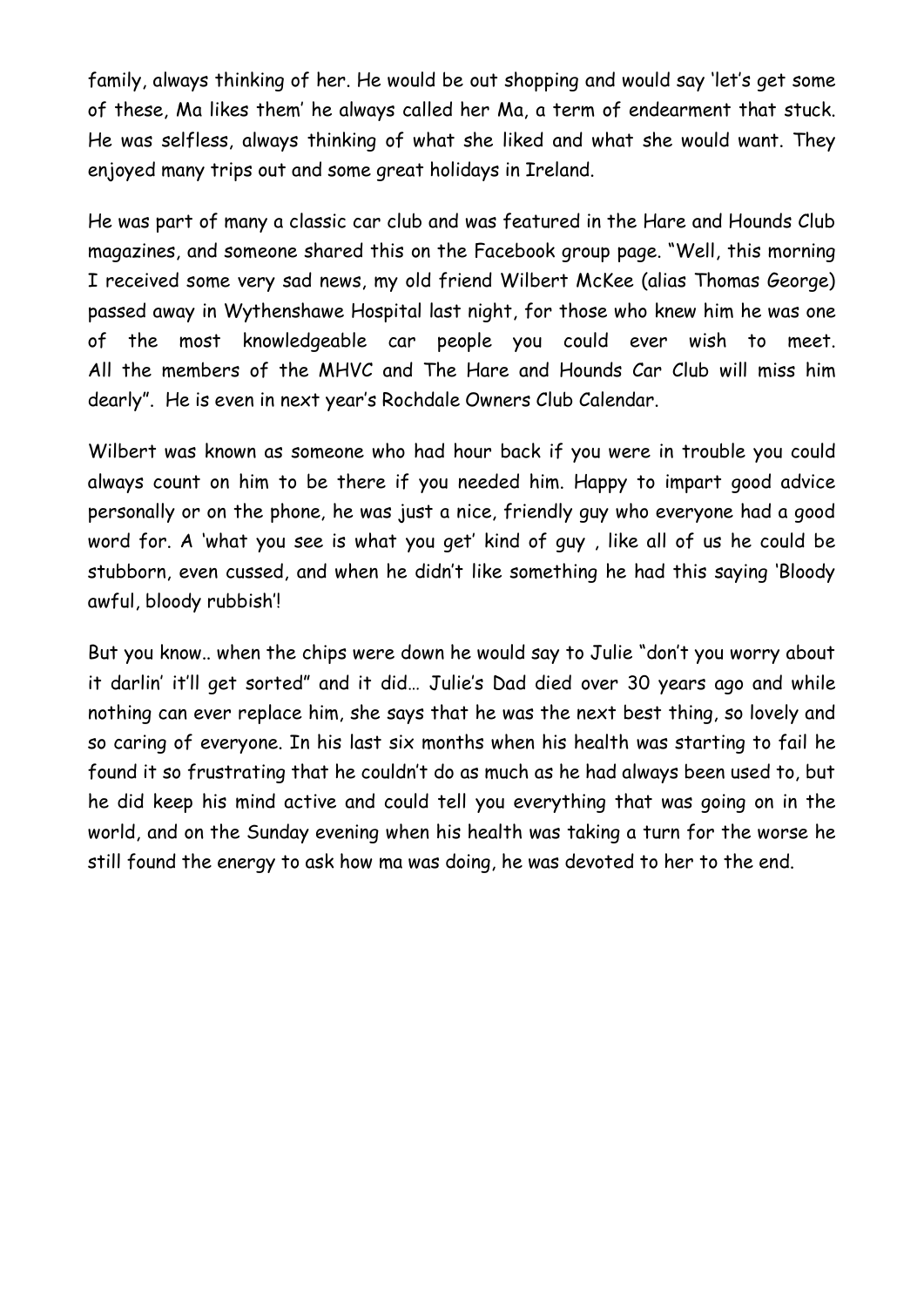family, always thinking of her. He would be out shopping and would say 'let's get some of these, Ma likes them' he always called her Ma, a term of endearment that stuck. He was selfless, always thinking of what she liked and what she would want. They enjoyed many trips out and some great holidays in Ireland.

He was part of many a classic car club and was featured in the Hare and Hounds Club magazines, and someone shared this on the Facebook group page. "Well, this morning I received some very sad news, my old friend Wilbert McKee (alias Thomas George) passed away in Wythenshawe Hospital last night, for those who knew him he was one of the most knowledgeable car people you could ever wish to meet. All the members of the MHVC and The Hare and Hounds Car Club will miss him dearly". He is even in next year's Rochdale Owners Club Calendar.

Wilbert was known as someone who had hour back if you were in trouble you could always count on him to be there if you needed him. Happy to impart good advice personally or on the phone, he was just a nice, friendly guy who everyone had a good word for. A 'what you see is what you get' kind of guy , like all of us he could be stubborn, even cussed, and when he didn't like something he had this saying 'Bloody awful, bloody rubbish'!

But you know.. when the chips were down he would say to Julie "don't you worry about it darlin' it'll get sorted" and it did… Julie's Dad died over 30 years ago and while nothing can ever replace him, she says that he was the next best thing, so lovely and so caring of everyone. In his last six months when his health was starting to fail he found it so frustrating that he couldn't do as much as he had always been used to, but he did keep his mind active and could tell you everything that was going on in the world, and on the Sunday evening when his health was taking a turn for the worse he still found the energy to ask how ma was doing, he was devoted to her to the end.